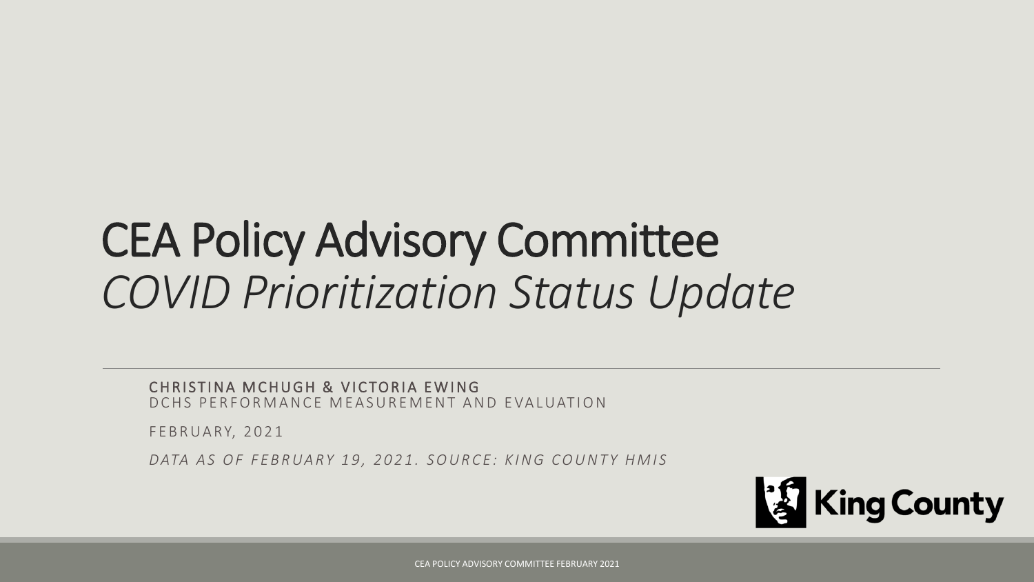# CEA Policy Advisory Committee
## *COVID Prioritization Status Update*

CHRISTINA MCHUGH & VICTORIA EWING
DCHS PERFORMANCE MEASUREMENT AND EVALUATION

FEBRUARY, 2021

*DATA AS OF FEBRUARY 19, 2021. SOURCE: KING COUNTY HMIS*

King County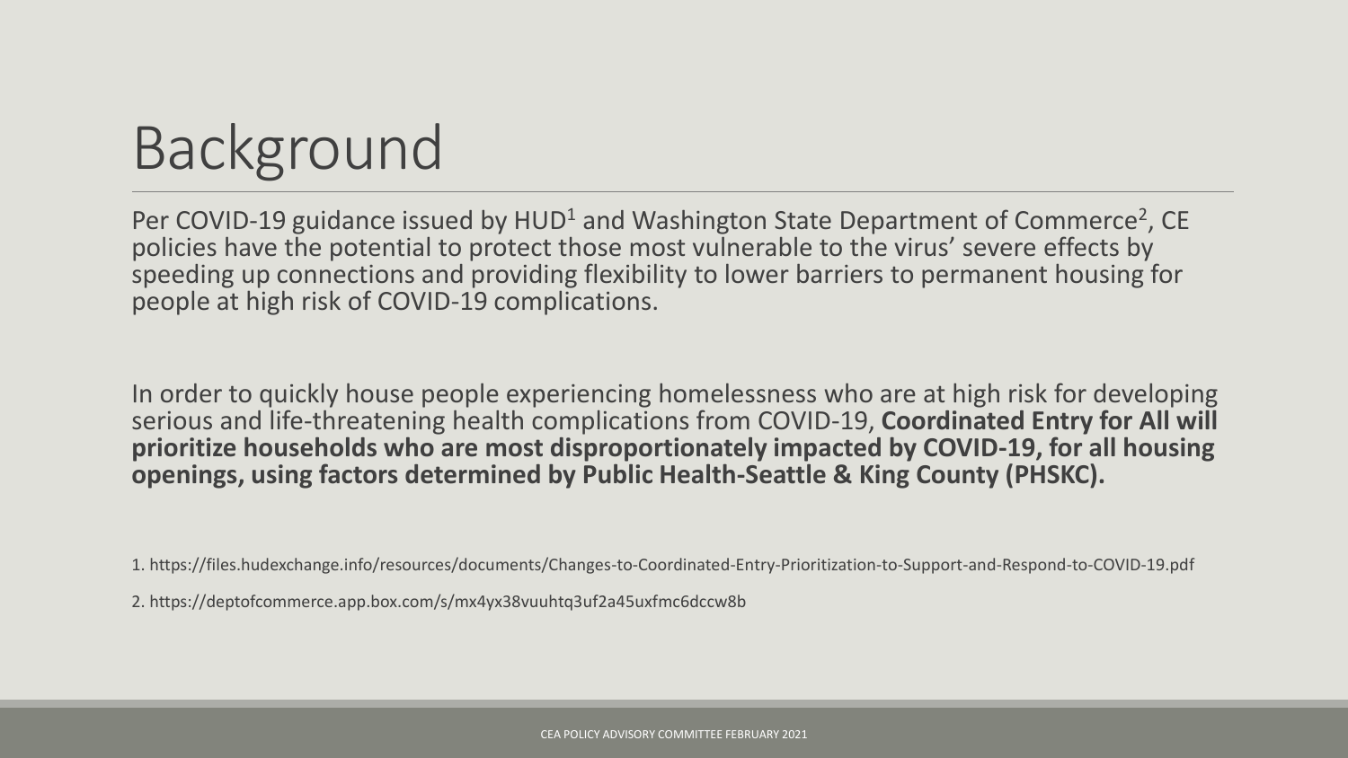# Background

Per COVID-19 guidance issued by HUD[1] and Washington State Department of Commerce[2], CE policies have the potential to protect those most vulnerable to the virus' severe effects by speeding up connections and providing flexibility to lower barriers to permanent housing for people at high risk of COVID-19 complications.

In order to quickly house people experiencing homelessness who are at high risk for developing serious and life-threatening health complications from COVID-19, **Coordinated Entry for All will prioritize households who are most disproportionately impacted by COVID-19, for all housing openings, using factors determined by Public Health-Seattle & King County (PHSKC).**

1. https://files.hudexchange.info/resources/documents/Changes-to-Coordinated-Entry-Prioritization-to-Support-and-Respond-to-COVID-19.pdf

2. https://deptofcommerce.app.box.com/s/mx4yx38vuuhtq3uf2a45uxfmc6dccw8b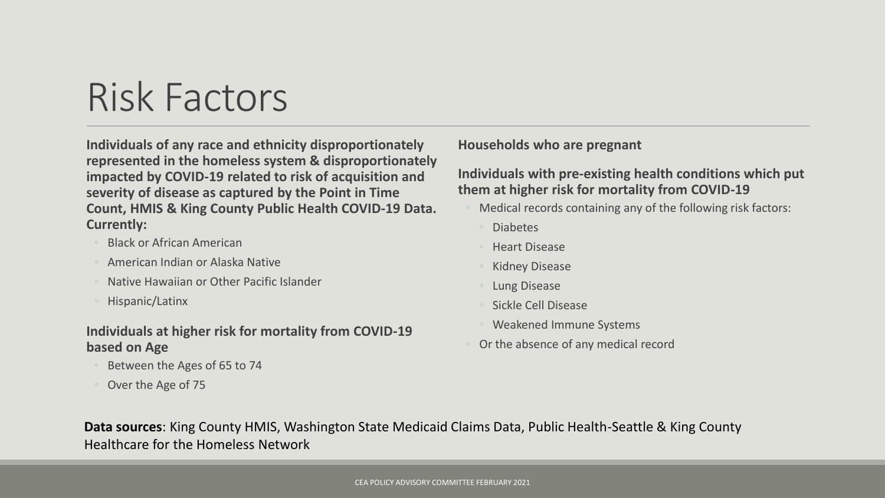# Risk Factors

**Individuals of any race and ethnicity disproportionately represented in the homeless system & disproportionately impacted by COVID-19 related to risk of acquisition and severity of disease as captured by the Point in Time Count, HMIS & King County Public Health COVID-19 Data. Currently:**

- Black or African American
- American Indian or Alaska Native
- Native Hawaiian or Other Pacific Islander
- Hispanic/Latinx

**Individuals at higher risk for mortality from COVID-19 based on Age**

- Between the Ages of 65 to 74
- Over the Age of 75

**Households who are pregnant**

**Individuals with pre-existing health conditions which put them at higher risk for mortality from COVID-19**

- Medical records containing any of the following risk factors:
  - Diabetes
  - Heart Disease
  - Kidney Disease
  - Lung Disease
  - Sickle Cell Disease
  - Weakened Immune Systems
- Or the absence of any medical record

**Data sources**: King County HMIS, Washington State Medicaid Claims Data, Public Health-Seattle & King County Healthcare for the Homeless Network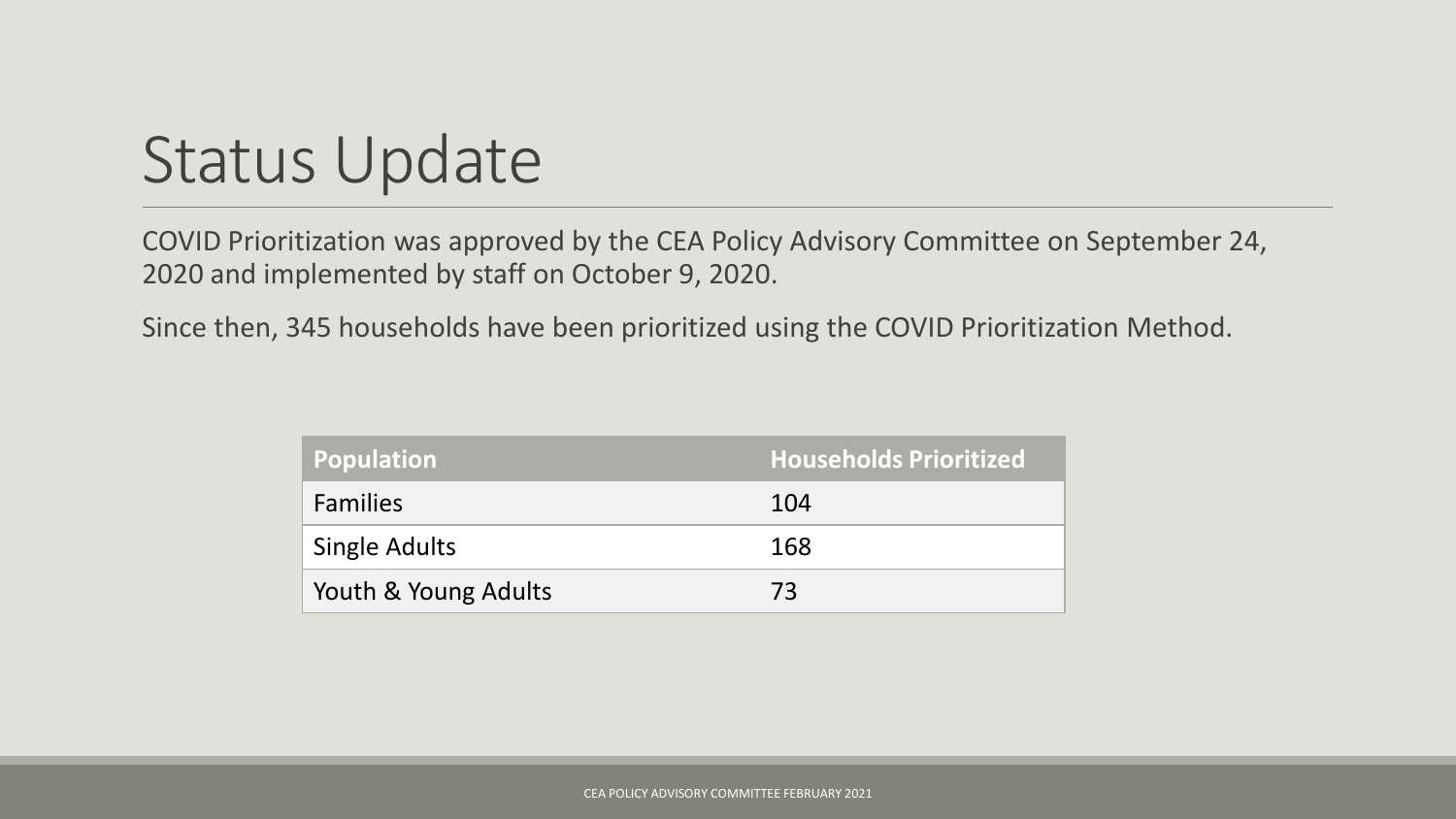# Status Update

COVID Prioritization was approved by the CEA Policy Advisory Committee on September 24, 2020 and implemented by staff on October 9, 2020.

Since then, 345 households have been prioritized using the COVID Prioritization Method.

| Population | Households Prioritized |
| --- | --- |
| Families | 104 |
| Single Adults | 168 |
| Youth & Young Adults | 73 |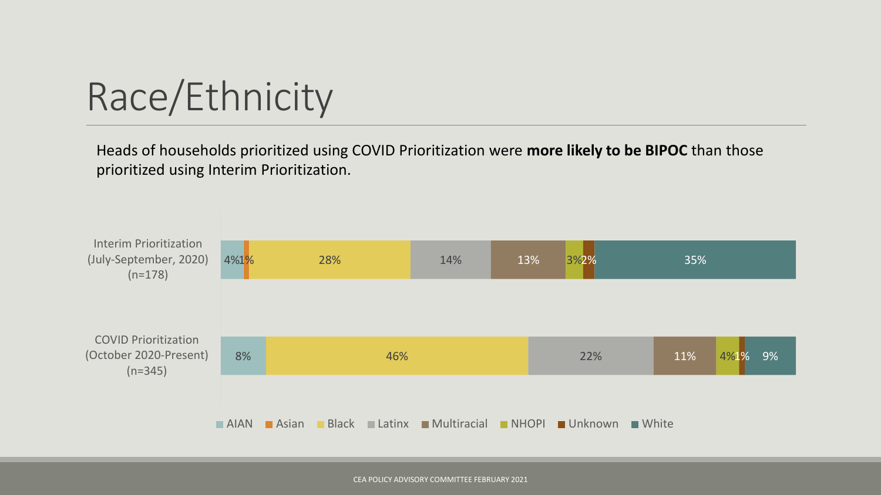# Race/Ethnicity

Heads of households prioritized using COVID Prioritization were **more likely to be BIPOC** than those prioritized using Interim Prioritization.

Interim Prioritization (July-September, 2020) (n=178)

4% 1% 28% 14% 13% 3% 2% 35%

COVID Prioritization (October 2020-Present) (n=345)

8% 46% 22% 11% 4% 1% 9%

AIAN Asian Black Latinx Multiracial NHOPI Unknown White

CEA POLICY ADVISORY COMMITTEE FEBRUARY 2021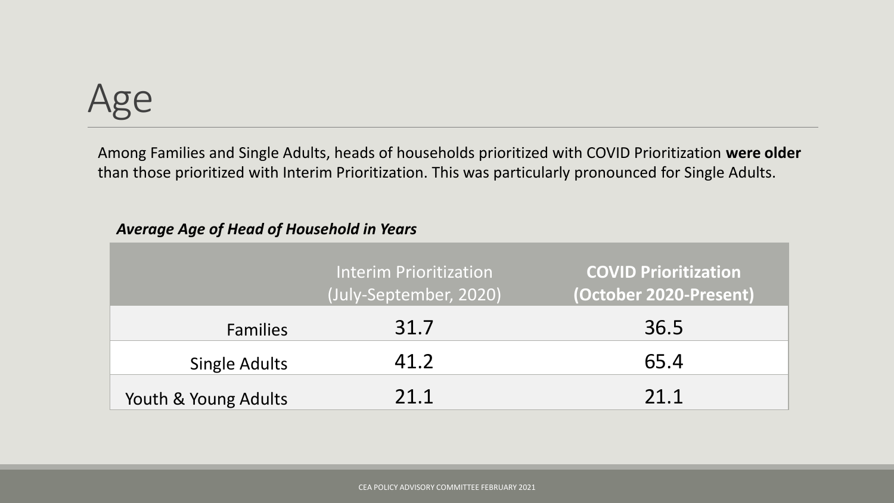# Age

Among Families and Single Adults, heads of households prioritized with COVID Prioritization **were older** than those prioritized with Interim Prioritization. This was particularly pronounced for Single Adults.

***Average Age of Head of Household in Years***

| | Interim Prioritization (July-September, 2020) | **COVID Prioritization (October 2020-Present)** |
|---|---|---|
| Families | 31.7 | 36.5 |
| Single Adults | 41.2 | 65.4 |
| Youth & Young Adults | 21.1 | 21.1 |

CEA POLICY ADVISORY COMMITTEE FEBRUARY 2021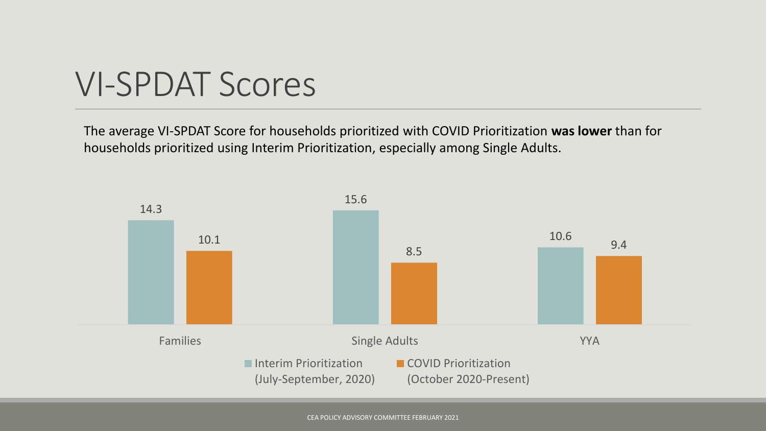# VI-SPDAT Scores

The average VI-SPDAT Score for households prioritized with COVID Prioritization **was lower** than for households prioritized using Interim Prioritization, especially among Single Adults.

14.3
10.1
15.6
8.5
10.6
9.4

Families
Single Adults
YYA

Interim Prioritization (July-September, 2020)
COVID Prioritization (October 2020-Present)

CEA POLICY ADVISORY COMMITTEE FEBRUARY 2021